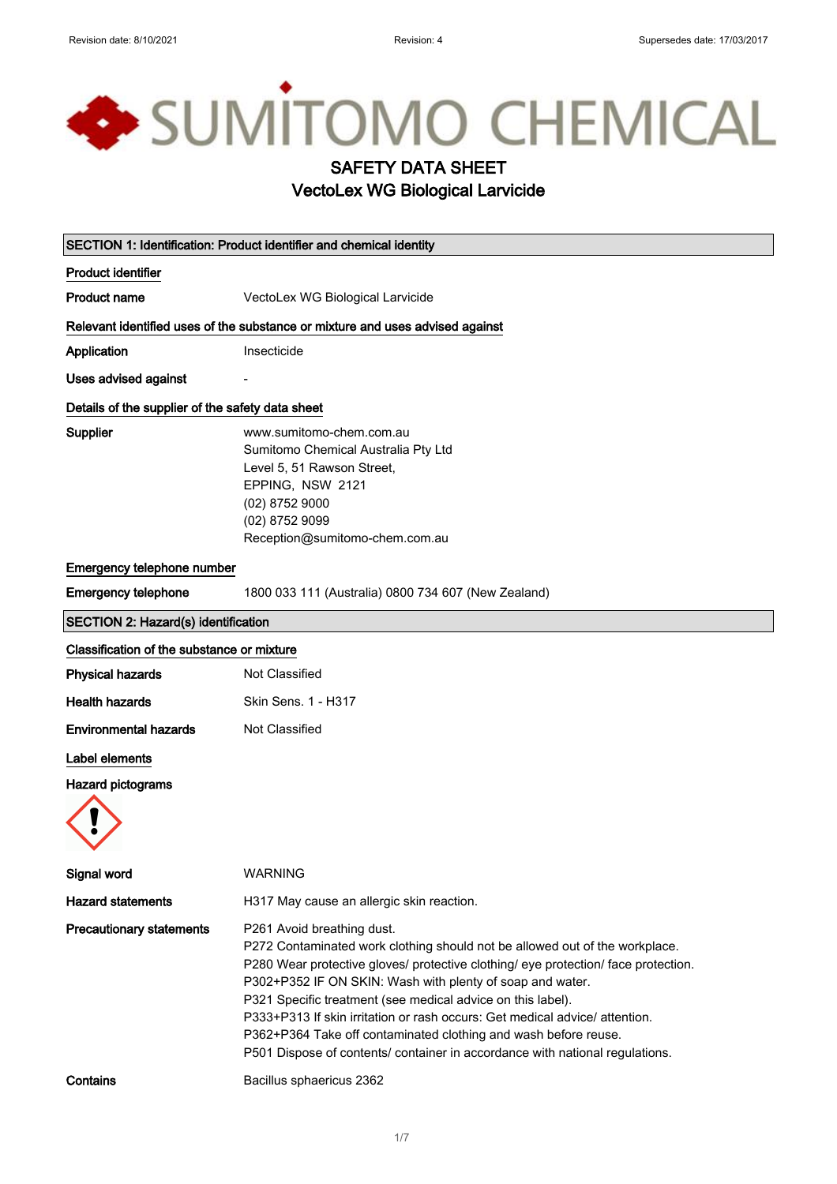Revision date: 8/10/2021 Revision: 4 Supersedes date: 17/03/2017

SUMITOMO CHEMICAL

# SAFETY DATA SHEET
## VectoLex WG Biological Larvicide

### SECTION 1: Identification: Product identifier and chemical identity

**Product identifier**

**Product name** VectoLex WG Biological Larvicide

**Relevant identified uses of the substance or mixture and uses advised against**

**Application** Insecticide

**Uses advised against** -

**Details of the supplier of the safety data sheet**

**Supplier**
www.sumitomo-chem.com.au
Sumitomo Chemical Australia Pty Ltd
Level 5, 51 Rawson Street,
EPPING, NSW 2121
(02) 8752 9000
(02) 8752 9099
Reception@sumitomo-chem.com.au

**Emergency telephone number**

**Emergency telephone** 1800 033 111 (Australia) 0800 734 607 (New Zealand)

### SECTION 2: Hazard(s) identification

**Classification of the substance or mixture**

**Physical hazards** Not Classified

**Health hazards** Skin Sens. 1 - H317

**Environmental hazards** Not Classified

**Label elements**

**Hazard pictograms**

**Signal word** WARNING

**Hazard statements** H317 May cause an allergic skin reaction.

**Precautionary statements**
P261 Avoid breathing dust.
P272 Contaminated work clothing should not be allowed out of the workplace.
P280 Wear protective gloves/ protective clothing/ eye protection/ face protection.
P302+P352 IF ON SKIN: Wash with plenty of soap and water.
P321 Specific treatment (see medical advice on this label).
P333+P313 If skin irritation or rash occurs: Get medical advice/ attention.
P362+P364 Take off contaminated clothing and wash before reuse.
P501 Dispose of contents/ container in accordance with national regulations.

**Contains** Bacillus sphaericus 2362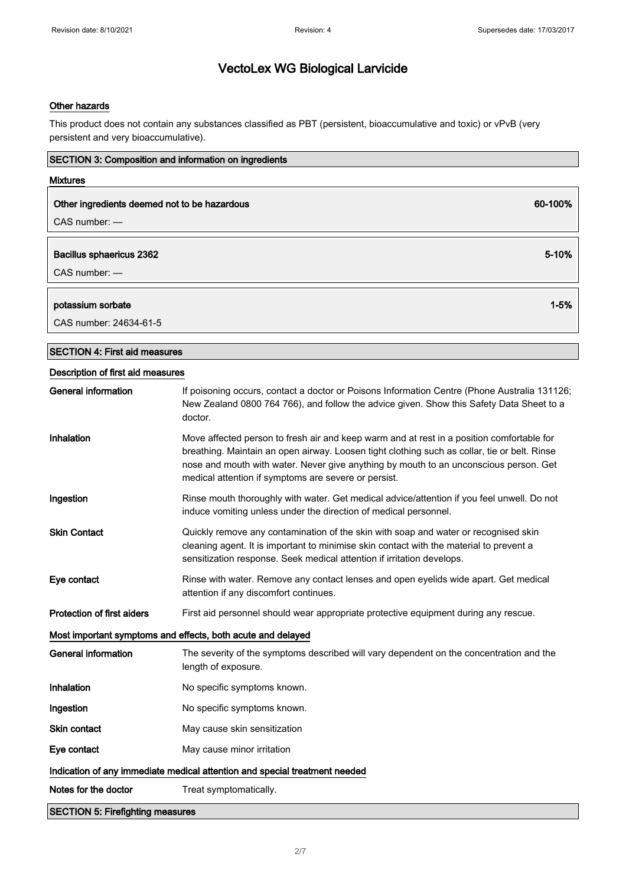### Other hazards

This product does not contain any substances classified as PBT (persistent, bioaccumulative and toxic) or vPvB (very persistent and very bioaccumulative).

## SECTION 3: Composition and information on ingredients

### Mixtures

| Ingredient | Concentration |
| --- | --- |
| **Other ingredients deemed not to be hazardous**<br>CAS number: — | **60-100%** |
| **Bacillus sphaericus 2362**<br>CAS number: — | **5-10%** |
| **potassium sorbate**<br>CAS number: 24634-61-5 | **1-5%** |

## SECTION 4: First aid measures

### Description of first aid measures

| | |
| --- | --- |
| **General information** | If poisoning occurs, contact a doctor or Poisons Information Centre (Phone Australia 131126; New Zealand 0800 764 766), and follow the advice given. Show this Safety Data Sheet to a doctor. |
| **Inhalation** | Move affected person to fresh air and keep warm and at rest in a position comfortable for breathing. Maintain an open airway. Loosen tight clothing such as collar, tie or belt. Rinse nose and mouth with water. Never give anything by mouth to an unconscious person. Get medical attention if symptoms are severe or persist. |
| **Ingestion** | Rinse mouth thoroughly with water. Get medical advice/attention if you feel unwell. Do not induce vomiting unless under the direction of medical personnel. |
| **Skin Contact** | Quickly remove any contamination of the skin with soap and water or recognised skin cleaning agent. It is important to minimise skin contact with the material to prevent a sensitization response. Seek medical attention if irritation develops. |
| **Eye contact** | Rinse with water. Remove any contact lenses and open eyelids wide apart. Get medical attention if any discomfort continues. |
| **Protection of first aiders** | First aid personnel should wear appropriate protective equipment during any rescue. |

### Most important symptoms and effects, both acute and delayed

| | |
| --- | --- |
| **General information** | The severity of the symptoms described will vary dependent on the concentration and the length of exposure. |
| **Inhalation** | No specific symptoms known. |
| **Ingestion** | No specific symptoms known. |
| **Skin contact** | May cause skin sensitization |
| **Eye contact** | May cause minor irritation |

### Indication of any immediate medical attention and special treatment needed

| | |
| --- | --- |
| **Notes for the doctor** | Treat symptomatically. |

## SECTION 5: Firefighting measures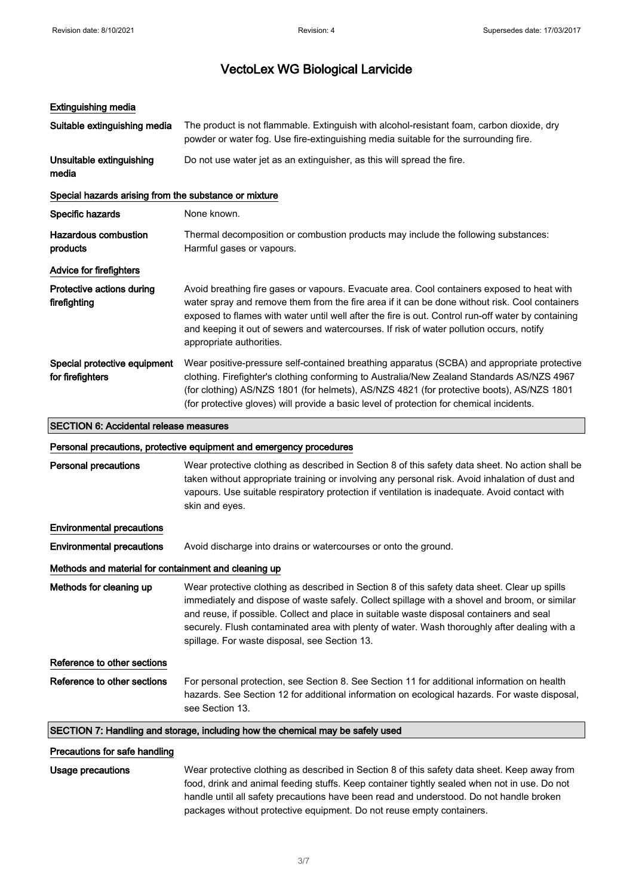# VectoLex WG Biological Larvicide

### Extinguishing media

| | |
|---|---|
| **Suitable extinguishing media** | The product is not flammable. Extinguish with alcohol-resistant foam, carbon dioxide, dry powder or water fog. Use fire-extinguishing media suitable for the surrounding fire. |
| **Unsuitable extinguishing media** | Do not use water jet as an extinguisher, as this will spread the fire. |

### Special hazards arising from the substance or mixture

| | |
|---|---|
| **Specific hazards** | None known. |
| **Hazardous combustion products** | Thermal decomposition or combustion products may include the following substances: Harmful gases or vapours. |

### Advice for firefighters

| | |
|---|---|
| **Protective actions during firefighting** | Avoid breathing fire gases or vapours. Evacuate area. Cool containers exposed to heat with water spray and remove them from the fire area if it can be done without risk. Cool containers exposed to flames with water until well after the fire is out. Control run-off water by containing and keeping it out of sewers and watercourses. If risk of water pollution occurs, notify appropriate authorities. |
| **Special protective equipment for firefighters** | Wear positive-pressure self-contained breathing apparatus (SCBA) and appropriate protective clothing. Firefighter's clothing conforming to Australia/New Zealand Standards AS/NZS 4967 (for clothing) AS/NZS 1801 (for helmets), AS/NZS 4821 (for protective boots), AS/NZS 1801 (for protective gloves) will provide a basic level of protection for chemical incidents. |

## SECTION 6: Accidental release measures

### Personal precautions, protective equipment and emergency procedures

| | |
|---|---|
| **Personal precautions** | Wear protective clothing as described in Section 8 of this safety data sheet. No action shall be taken without appropriate training or involving any personal risk. Avoid inhalation of dust and vapours. Use suitable respiratory protection if ventilation is inadequate. Avoid contact with skin and eyes. |

### Environmental precautions

| | |
|---|---|
| **Environmental precautions** | Avoid discharge into drains or watercourses or onto the ground. |

### Methods and material for containment and cleaning up

| | |
|---|---|
| **Methods for cleaning up** | Wear protective clothing as described in Section 8 of this safety data sheet. Clear up spills immediately and dispose of waste safely. Collect spillage with a shovel and broom, or similar and reuse, if possible. Collect and place in suitable waste disposal containers and seal securely. Flush contaminated area with plenty of water. Wash thoroughly after dealing with a spillage. For waste disposal, see Section 13. |

### Reference to other sections

| | |
|---|---|
| **Reference to other sections** | For personal protection, see Section 8. See Section 11 for additional information on health hazards. See Section 12 for additional information on ecological hazards. For waste disposal, see Section 13. |

## SECTION 7: Handling and storage, including how the chemical may be safely used

### Precautions for safe handling

| | |
|---|---|
| **Usage precautions** | Wear protective clothing as described in Section 8 of this safety data sheet. Keep away from food, drink and animal feeding stuffs. Keep container tightly sealed when not in use. Do not handle until all safety precautions have been read and understood. Do not handle broken packages without protective equipment. Do not reuse empty containers. |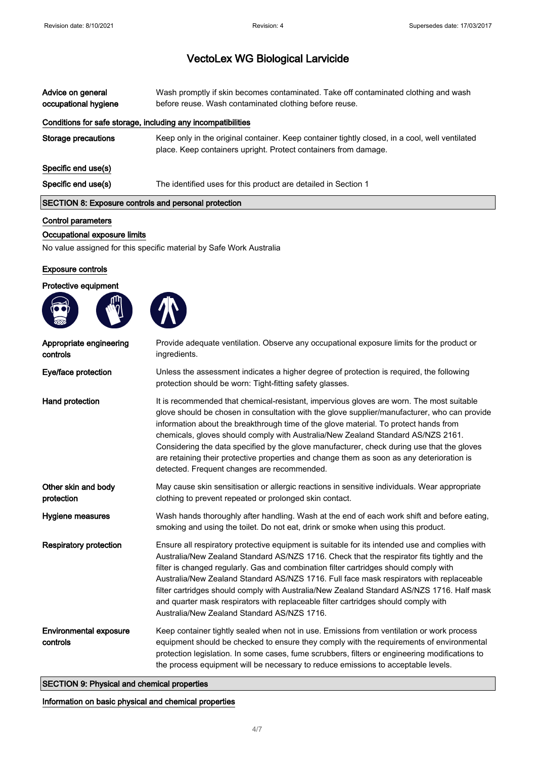# VectoLex WG Biological Larvicide

| | |
|---|---|
| **Advice on general occupational hygiene** | Wash promptly if skin becomes contaminated. Take off contaminated clothing and wash before reuse. Wash contaminated clothing before reuse. |

### Conditions for safe storage, including any incompatibilities

| | |
|---|---|
| **Storage precautions** | Keep only in the original container. Keep container tightly closed, in a cool, well ventilated place. Keep containers upright. Protect containers from damage. |

### Specific end use(s)

| | |
|---|---|
| **Specific end use(s)** | The identified uses for this product are detailed in Section 1 |

## SECTION 8: Exposure controls and personal protection

### Control parameters

### Occupational exposure limits

No value assigned for this specific material by Safe Work Australia

### Exposure controls

### Protective equipment

| | |
|---|---|
| **Appropriate engineering controls** | Provide adequate ventilation. Observe any occupational exposure limits for the product or ingredients. |
| **Eye/face protection** | Unless the assessment indicates a higher degree of protection is required, the following protection should be worn: Tight-fitting safety glasses. |
| **Hand protection** | It is recommended that chemical-resistant, impervious gloves are worn. The most suitable glove should be chosen in consultation with the glove supplier/manufacturer, who can provide information about the breakthrough time of the glove material. To protect hands from chemicals, gloves should comply with Australia/New Zealand Standard AS/NZS 2161. Considering the data specified by the glove manufacturer, check during use that the gloves are retaining their protective properties and change them as soon as any deterioration is detected. Frequent changes are recommended. |
| **Other skin and body protection** | May cause skin sensitisation or allergic reactions in sensitive individuals. Wear appropriate clothing to prevent repeated or prolonged skin contact. |
| **Hygiene measures** | Wash hands thoroughly after handling. Wash at the end of each work shift and before eating, smoking and using the toilet. Do not eat, drink or smoke when using this product. |
| **Respiratory protection** | Ensure all respiratory protective equipment is suitable for its intended use and complies with Australia/New Zealand Standard AS/NZS 1716. Check that the respirator fits tightly and the filter is changed regularly. Gas and combination filter cartridges should comply with Australia/New Zealand Standard AS/NZS 1716. Full face mask respirators with replaceable filter cartridges should comply with Australia/New Zealand Standard AS/NZS 1716. Half mask and quarter mask respirators with replaceable filter cartridges should comply with Australia/New Zealand Standard AS/NZS 1716. |
| **Environmental exposure controls** | Keep container tightly sealed when not in use. Emissions from ventilation or work process equipment should be checked to ensure they comply with the requirements of environmental protection legislation. In some cases, fume scrubbers, filters or engineering modifications to the process equipment will be necessary to reduce emissions to acceptable levels. |

## SECTION 9: Physical and chemical properties

### Information on basic physical and chemical properties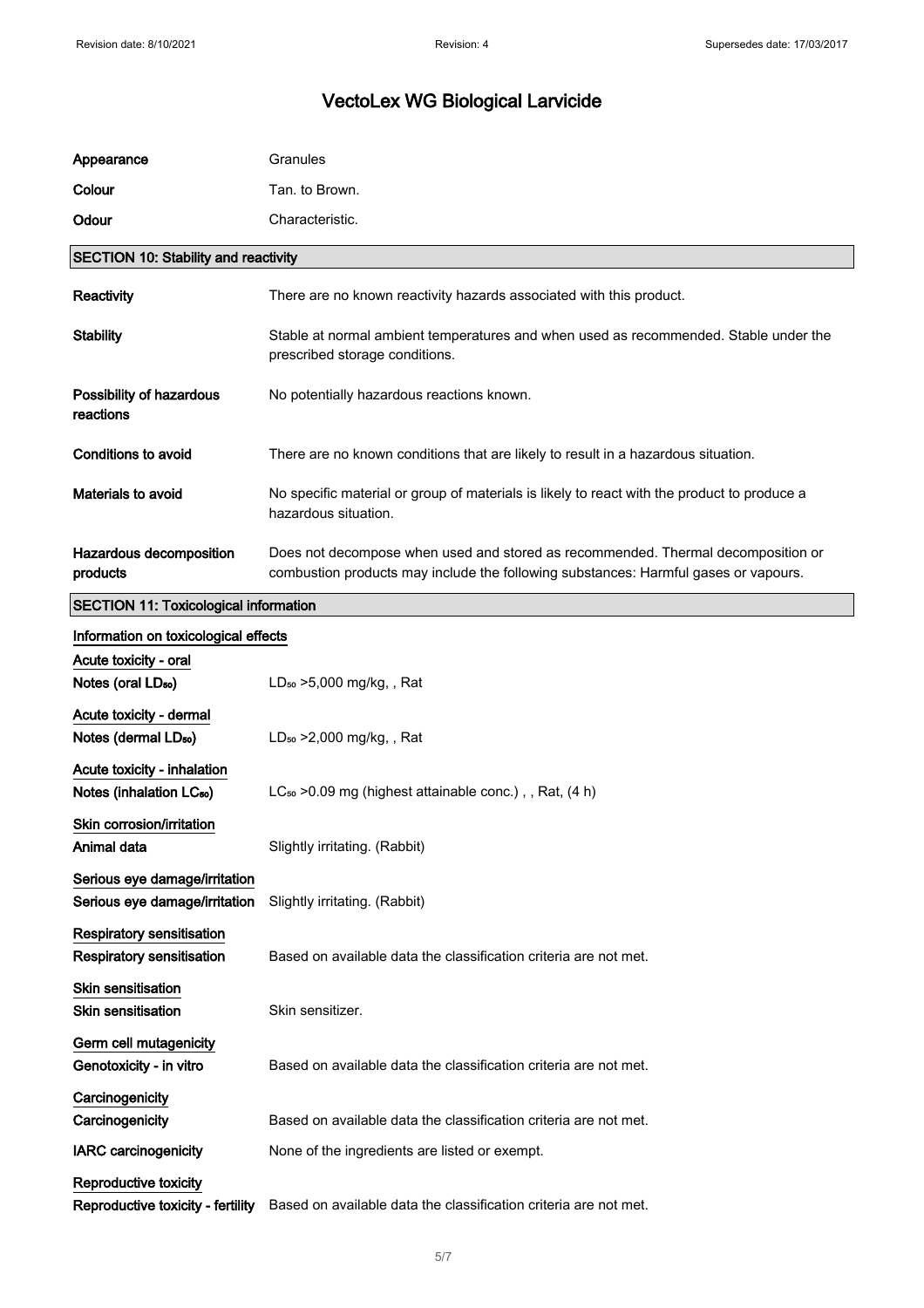| | |
|---|---|
| **Appearance** | Granules |
| **Colour** | Tan. to Brown. |
| **Odour** | Characteristic. |

## SECTION 10: Stability and reactivity

| | |
|---|---|
| **Reactivity** | There are no known reactivity hazards associated with this product. |
| **Stability** | Stable at normal ambient temperatures and when used as recommended. Stable under the prescribed storage conditions. |
| **Possibility of hazardous reactions** | No potentially hazardous reactions known. |
| **Conditions to avoid** | There are no known conditions that are likely to result in a hazardous situation. |
| **Materials to avoid** | No specific material or group of materials is likely to react with the product to produce a hazardous situation. |
| **Hazardous decomposition products** | Does not decompose when used and stored as recommended. Thermal decomposition or combustion products may include the following substances: Harmful gases or vapours. |

## SECTION 11: Toxicological information

**Information on toxicological effects**

**Acute toxicity - oral**

| | |
|---|---|
| **Notes (oral $LD_{50}$)** | $LD_{50}$ >5,000 mg/kg, , Rat |

**Acute toxicity - dermal**

| | |
|---|---|
| **Notes (dermal $LD_{50}$)** | $LD_{50}$ >2,000 mg/kg, , Rat |

**Acute toxicity - inhalation**

| | |
|---|---|
| **Notes (inhalation $LC_{50}$)** | $LC_{50}$ >0.09 mg (highest attainable conc.) , , Rat, (4 h) |

**Skin corrosion/irritation**

| | |
|---|---|
| **Animal data** | Slightly irritating. (Rabbit) |

**Serious eye damage/irritation**

| | |
|---|---|
| **Serious eye damage/irritation** | Slightly irritating. (Rabbit) |

**Respiratory sensitisation**

| | |
|---|---|
| **Respiratory sensitisation** | Based on available data the classification criteria are not met. |

**Skin sensitisation**

| | |
|---|---|
| **Skin sensitisation** | Skin sensitizer. |

**Germ cell mutagenicity**

| | |
|---|---|
| **Genotoxicity - in vitro** | Based on available data the classification criteria are not met. |

**Carcinogenicity**

| | |
|---|---|
| **Carcinogenicity** | Based on available data the classification criteria are not met. |
| **IARC carcinogenicity** | None of the ingredients are listed or exempt. |

**Reproductive toxicity**

| | |
|---|---|
| **Reproductive toxicity - fertility** | Based on available data the classification criteria are not met. |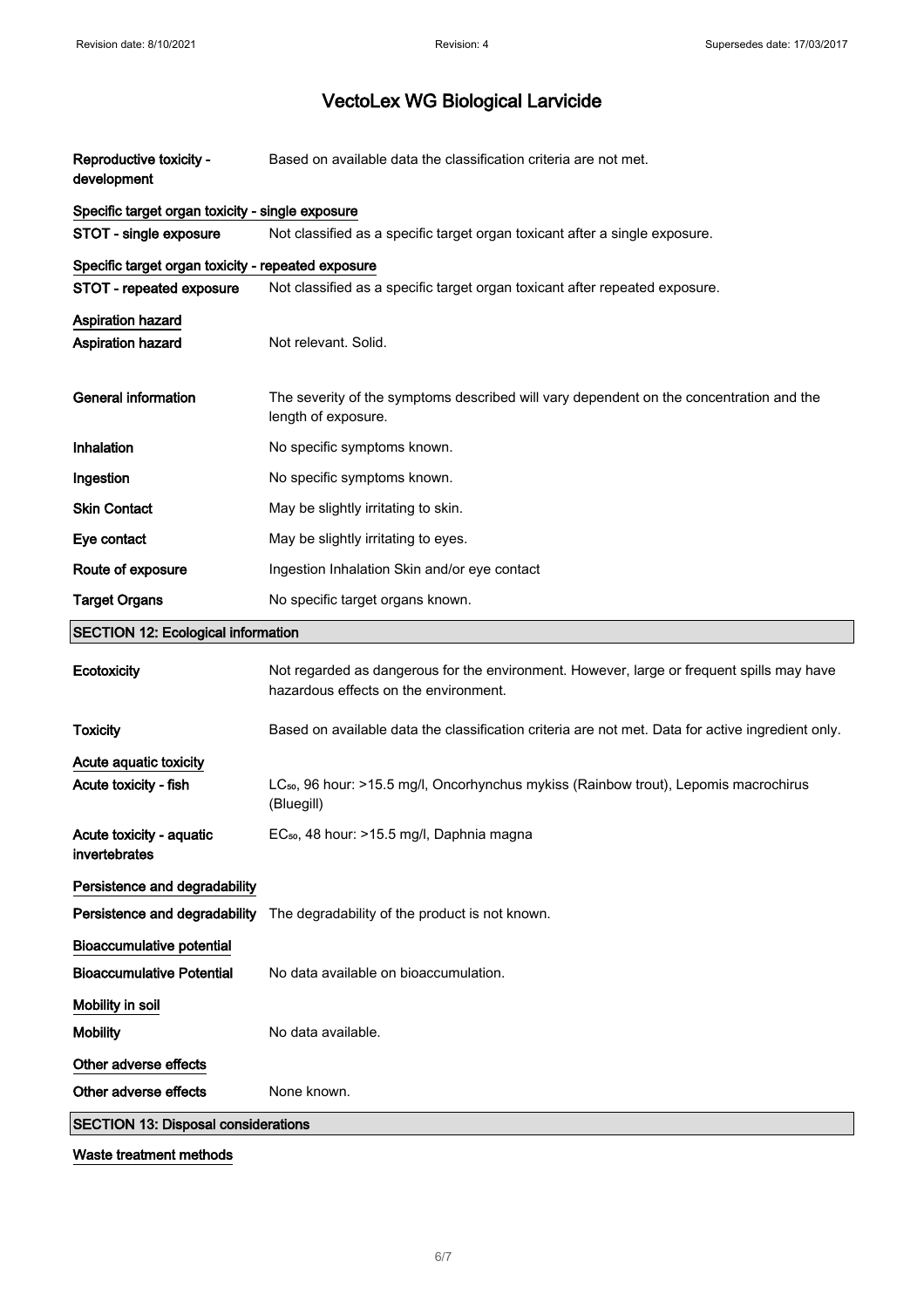**Reproductive toxicity - development** Based on available data the classification criteria are not met.

**Specific target organ toxicity - single exposure**

**STOT - single exposure** Not classified as a specific target organ toxicant after a single exposure.

**Specific target organ toxicity - repeated exposure**

**STOT - repeated exposure** Not classified as a specific target organ toxicant after repeated exposure.

**Aspiration hazard**

**Aspiration hazard** Not relevant. Solid.

**General information** The severity of the symptoms described will vary dependent on the concentration and the length of exposure.

**Inhalation** No specific symptoms known.

**Ingestion** No specific symptoms known.

**Skin Contact** May be slightly irritating to skin.

**Eye contact** May be slightly irritating to eyes.

**Route of exposure** Ingestion Inhalation Skin and/or eye contact

**Target Organs** No specific target organs known.

## SECTION 12: Ecological information

**Ecotoxicity** Not regarded as dangerous for the environment. However, large or frequent spills may have hazardous effects on the environment.

**Toxicity** Based on available data the classification criteria are not met. Data for active ingredient only.

**Acute aquatic toxicity**

**Acute toxicity - fish** $LC_{50}$, 96 hour: >15.5 mg/l, Oncorhynchus mykiss (Rainbow trout), Lepomis macrochirus (Bluegill)

**Acute toxicity - aquatic invertebrates** $EC_{50}$, 48 hour: >15.5 mg/l, Daphnia magna

**Persistence and degradability**

**Persistence and degradability** The degradability of the product is not known.

**Bioaccumulative potential**

**Bioaccumulative Potential** No data available on bioaccumulation.

**Mobility in soil**

**Mobility** No data available.

**Other adverse effects**

**Other adverse effects** None known.

## SECTION 13: Disposal considerations

**Waste treatment methods**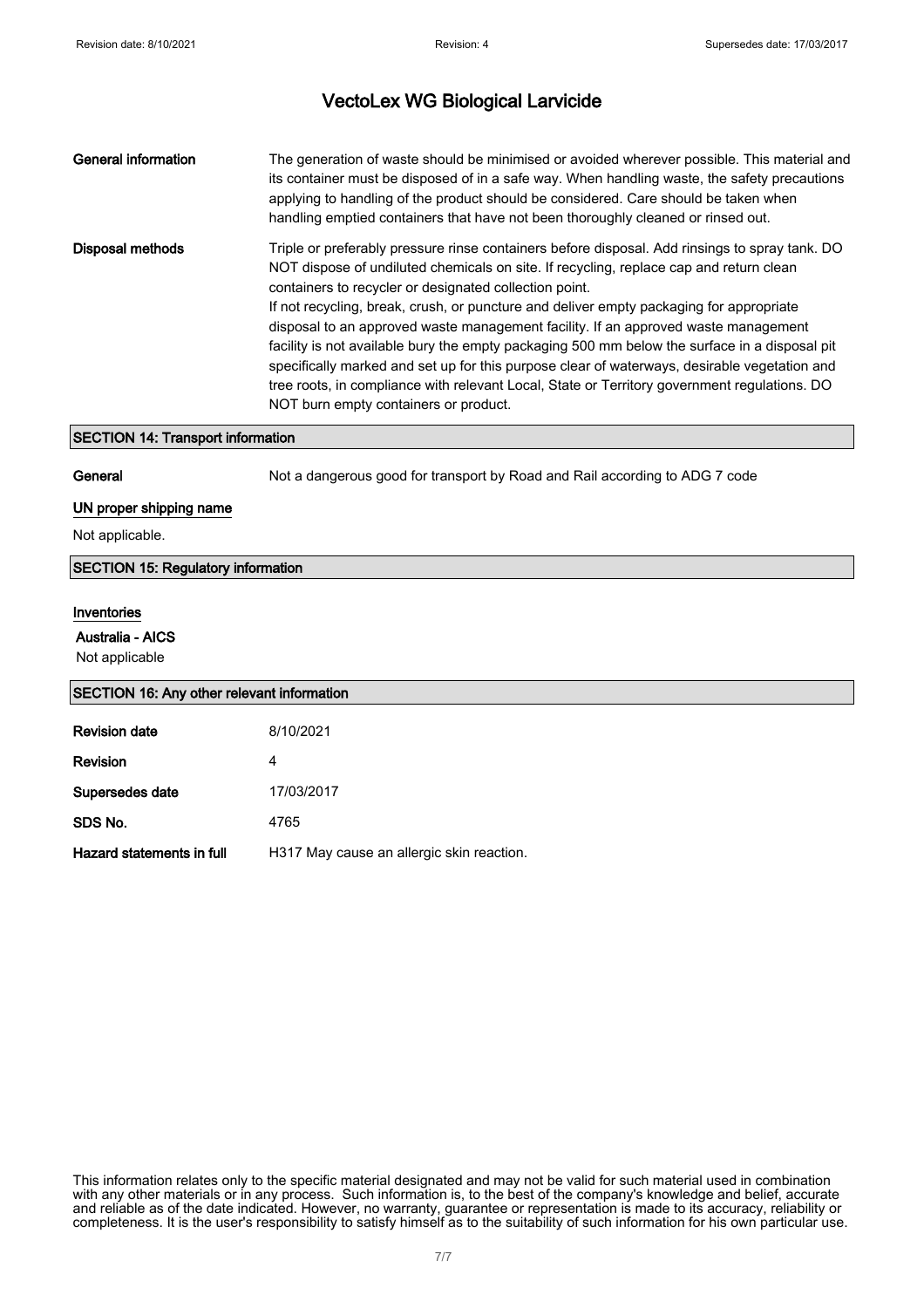| | |
|---|---|
| **General information** | The generation of waste should be minimised or avoided wherever possible. This material and its container must be disposed of in a safe way. When handling waste, the safety precautions applying to handling of the product should be considered. Care should be taken when handling emptied containers that have not been thoroughly cleaned or rinsed out. |
| **Disposal methods** | Triple or preferably pressure rinse containers before disposal. Add rinsings to spray tank. DO NOT dispose of undiluted chemicals on site. If recycling, replace cap and return clean containers to recycler or designated collection point. If not recycling, break, crush, or puncture and deliver empty packaging for appropriate disposal to an approved waste management facility. If an approved waste management facility is not available bury the empty packaging 500 mm below the surface in a disposal pit specifically marked and set up for this purpose clear of waterways, desirable vegetation and tree roots, in compliance with relevant Local, State or Territory government regulations. DO NOT burn empty containers or product. |

## SECTION 14: Transport information

**General** Not a dangerous good for transport by Road and Rail according to ADG 7 code

**UN proper shipping name**

Not applicable.

## SECTION 15: Regulatory information

**Inventories**

**Australia - AICS**

Not applicable

## SECTION 16: Any other relevant information

| | |
|---|---|
| **Revision date** | 8/10/2021 |
| **Revision** | 4 |
| **Supersedes date** | 17/03/2017 |
| **SDS No.** | 4765 |
| **Hazard statements in full** | H317 May cause an allergic skin reaction. |

This information relates only to the specific material designated and may not be valid for such material used in combination with any other materials or in any process. Such information is, to the best of the company's knowledge and belief, accurate and reliable as of the date indicated. However, no warranty, guarantee or representation is made to its accuracy, reliability or completeness. It is the user's responsibility to satisfy himself as to the suitability of such information for his own particular use.